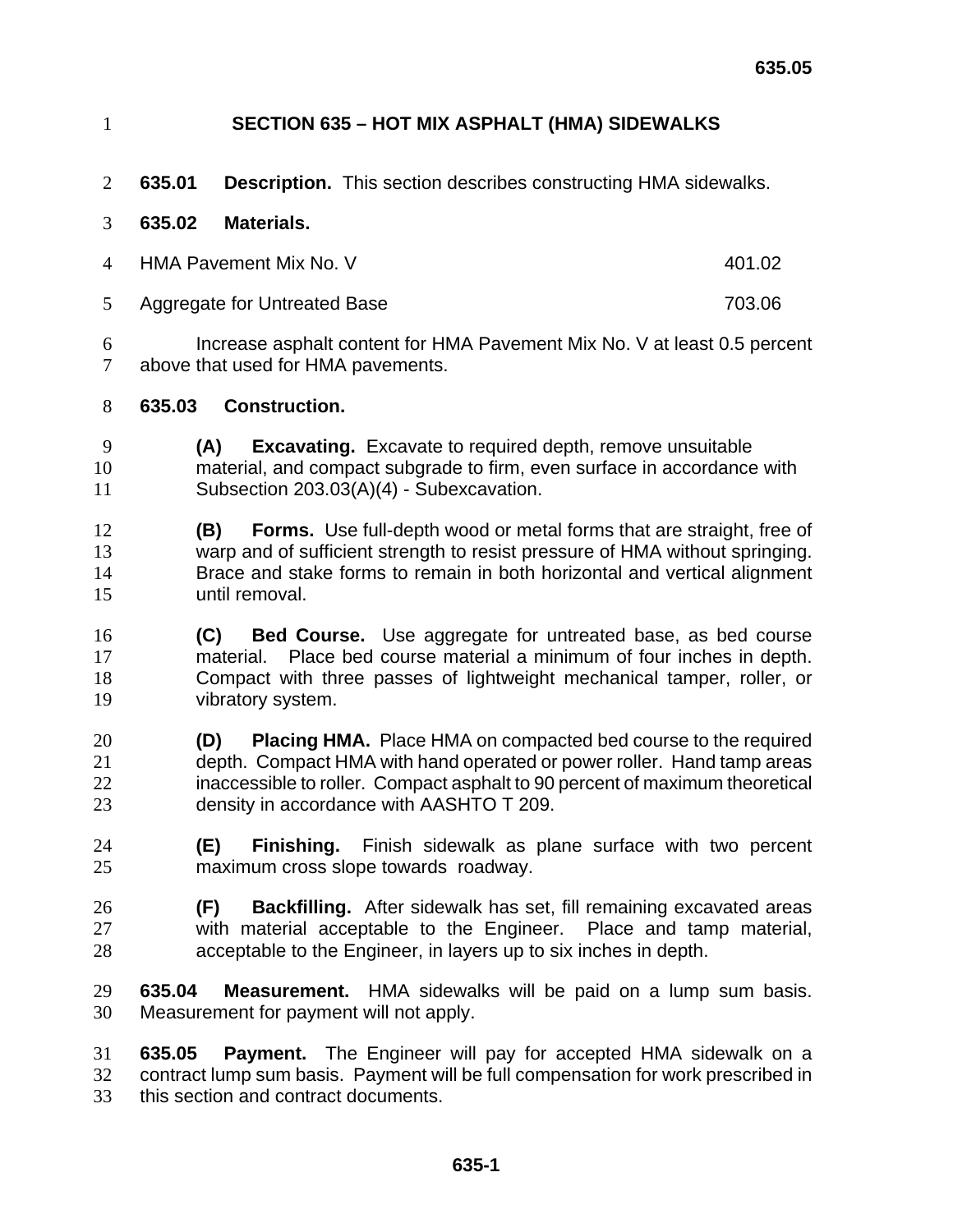# SECTION 635 – HOT MIX ASPHALT (HMA) SIDEWALKS

**635.01 Description.** This section describes constructing HMA sidewalks.

**635.02 Materials.**

| | |
|---|---|
| HMA Pavement Mix No. V | 401.02 |
| Aggregate for Untreated Base | 703.06 |

Increase asphalt content for HMA Pavement Mix No. V at least 0.5 percent above that used for HMA pavements.

**635.03 Construction.**

**(A) Excavating.** Excavate to required depth, remove unsuitable material, and compact subgrade to firm, even surface in accordance with Subsection 203.03(A)(4) - Subexcavation.

**(B) Forms.** Use full-depth wood or metal forms that are straight, free of warp and of sufficient strength to resist pressure of HMA without springing. Brace and stake forms to remain in both horizontal and vertical alignment until removal.

**(C) Bed Course.** Use aggregate for untreated base, as bed course material. Place bed course material a minimum of four inches in depth. Compact with three passes of lightweight mechanical tamper, roller, or vibratory system.

**(D) Placing HMA.** Place HMA on compacted bed course to the required depth. Compact HMA with hand operated or power roller. Hand tamp areas inaccessible to roller. Compact asphalt to 90 percent of maximum theoretical density in accordance with AASHTO T 209.

**(E) Finishing.** Finish sidewalk as plane surface with two percent maximum cross slope towards roadway.

**(F) Backfilling.** After sidewalk has set, fill remaining excavated areas with material acceptable to the Engineer. Place and tamp material, acceptable to the Engineer, in layers up to six inches in depth.

**635.04 Measurement.** HMA sidewalks will be paid on a lump sum basis. Measurement for payment will not apply.

**635.05 Payment.** The Engineer will pay for accepted HMA sidewalk on a contract lump sum basis. Payment will be full compensation for work prescribed in this section and contract documents.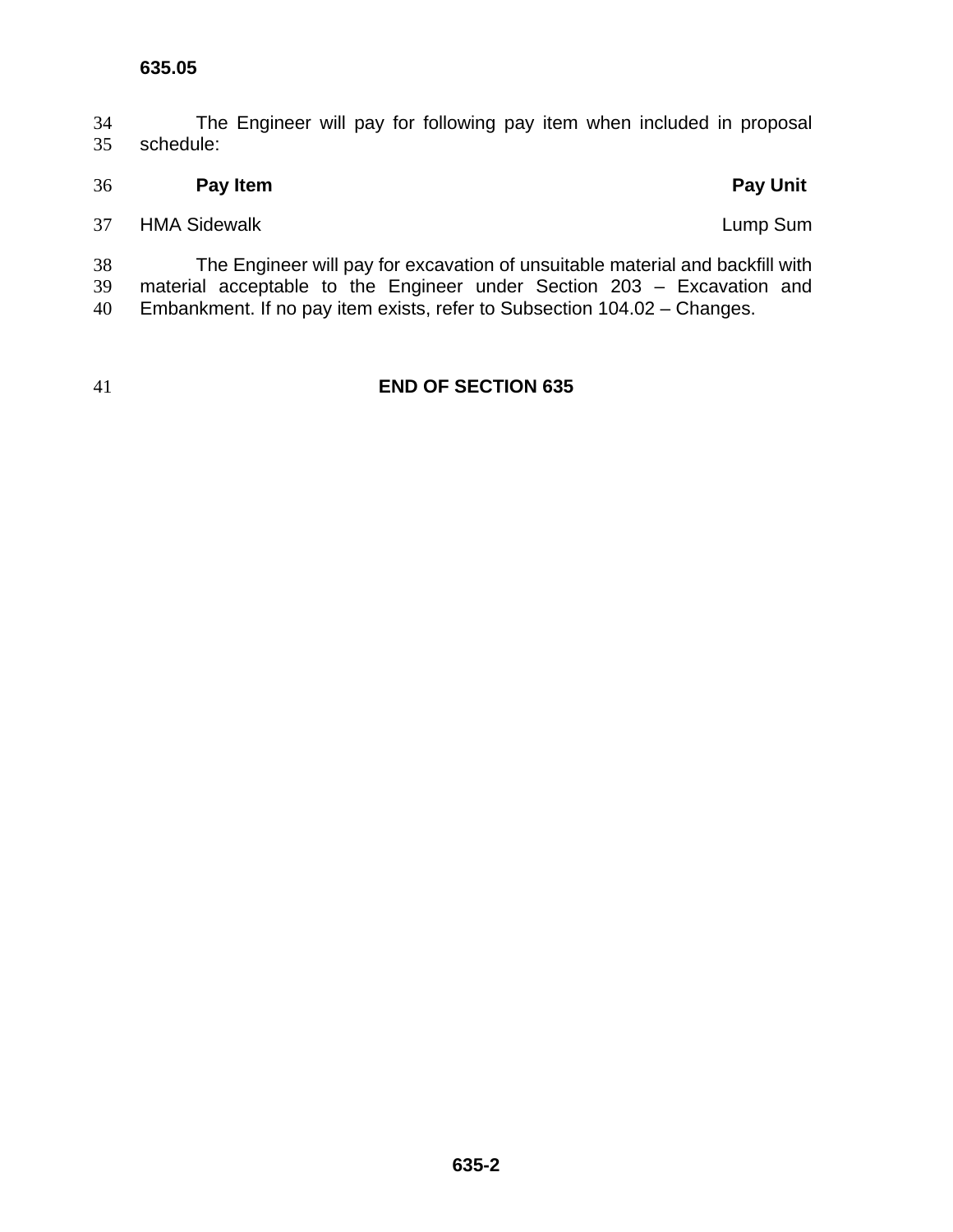**635.05**

The Engineer will pay for following pay item when included in proposal schedule:

| Pay Item | Pay Unit |
| --- | --- |
| HMA Sidewalk | Lump Sum |

The Engineer will pay for excavation of unsuitable material and backfill with material acceptable to the Engineer under Section 203 – Excavation and Embankment. If no pay item exists, refer to Subsection 104.02 – Changes.

**END OF SECTION 635**